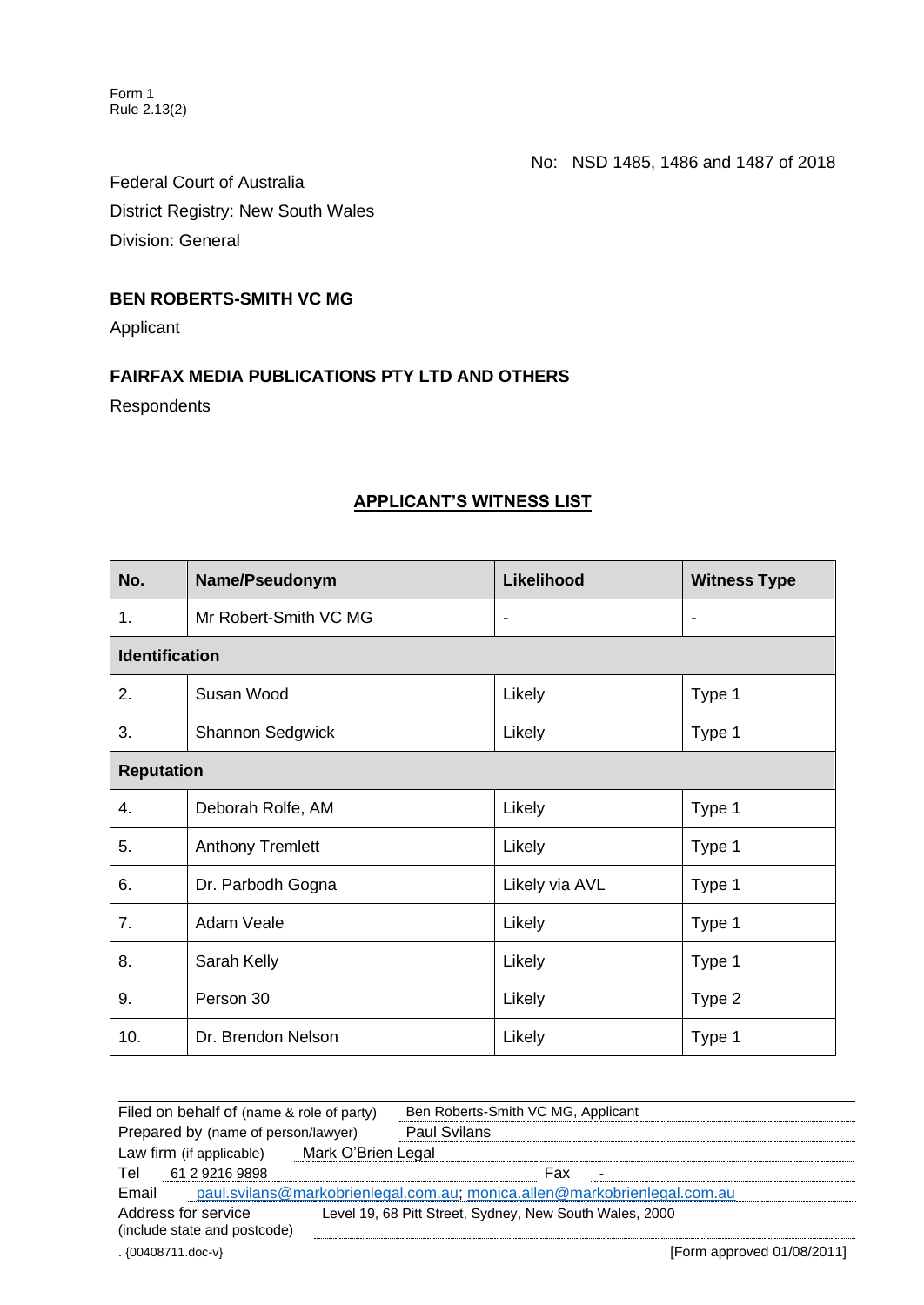Form 1
Rule 2.13(2)

No: NSD 1485, 1486 and 1487 of 2018

Federal Court of Australia
District Registry: New South Wales
Division: General

**BEN ROBERTS-SMITH VC MG**
Applicant

**FAIRFAX MEDIA PUBLICATIONS PTY LTD AND OTHERS**
Respondents

## APPLICANT'S WITNESS LIST

| No. | Name/Pseudonym | Likelihood | Witness Type |
|---|---|---|---|
| 1. | Mr Robert-Smith VC MG | - | - |
| **Identification** | | | |
| 2. | Susan Wood | Likely | Type 1 |
| 3. | Shannon Sedgwick | Likely | Type 1 |
| **Reputation** | | | |
| 4. | Deborah Rolfe, AM | Likely | Type 1 |
| 5. | Anthony Tremlett | Likely | Type 1 |
| 6. | Dr. Parbodh Gogna | Likely via AVL | Type 1 |
| 7. | Adam Veale | Likely | Type 1 |
| 8. | Sarah Kelly | Likely | Type 1 |
| 9. | Person 30 | Likely | Type 2 |
| 10. | Dr. Brendon Nelson | Likely | Type 1 |

| | |
|---|---|
| Filed on behalf of (name & role of party) | Ben Roberts-Smith VC MG, Applicant |
| Prepared by (name of person/lawyer) | Paul Svilans |
| Law firm (if applicable) | Mark O'Brien Legal |
| Tel | 61 2 9216 9898 &nbsp;&nbsp;&nbsp; Fax - |
| Email | paul.svilans@markobrienlegal.com.au; monica.allen@markobrienlegal.com.au |
| Address for service (include state and postcode) | Level 19, 68 Pitt Street, Sydney, New South Wales, 2000 |

. {00408711.doc-v} [Form approved 01/08/2011]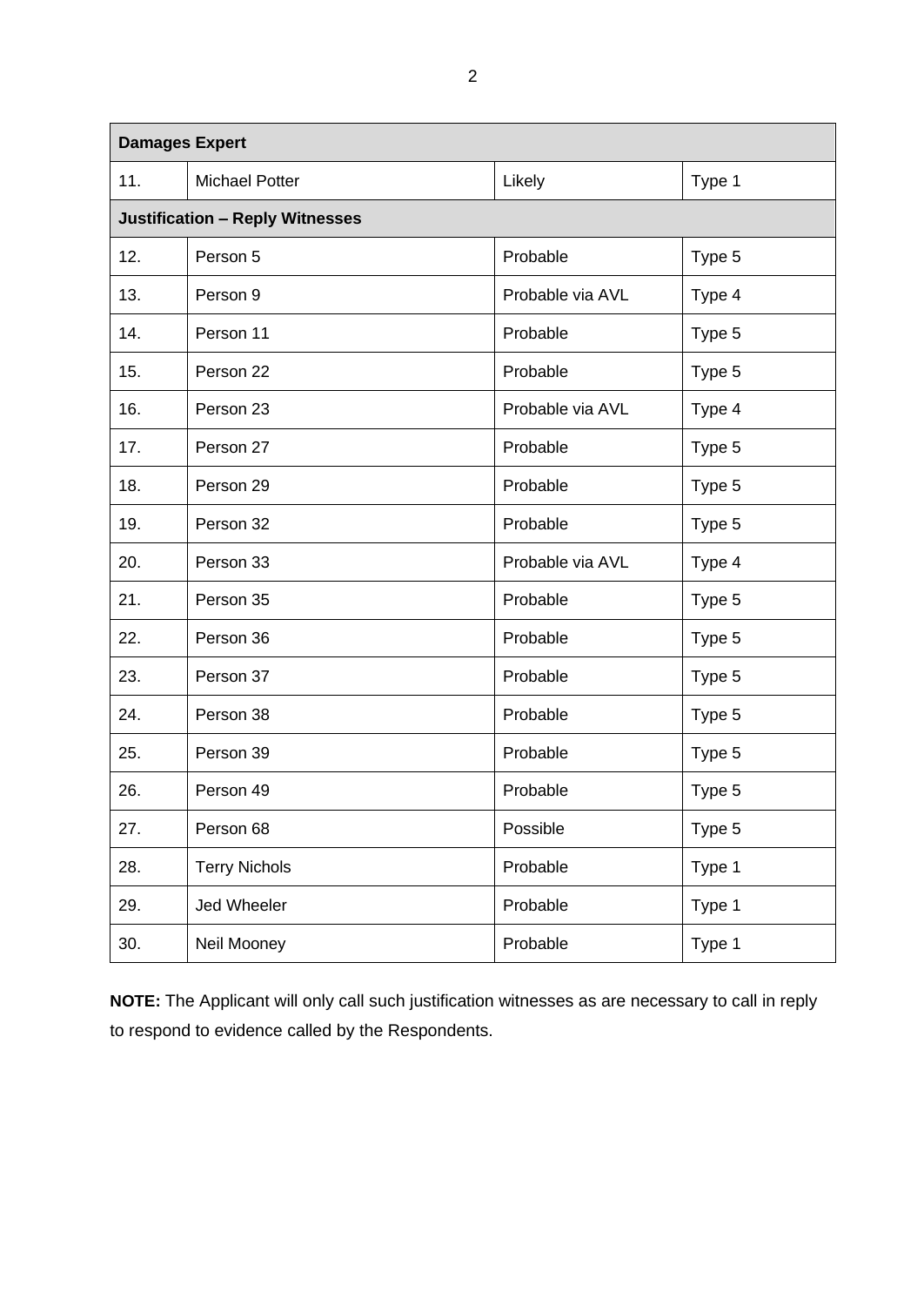| | | | |
|---|---|---|---|
| **Damages Expert** | | | |
| 11. | Michael Potter | Likely | Type 1 |
| **Justification – Reply Witnesses** | | | |
| 12. | Person 5 | Probable | Type 5 |
| 13. | Person 9 | Probable via AVL | Type 4 |
| 14. | Person 11 | Probable | Type 5 |
| 15. | Person 22 | Probable | Type 5 |
| 16. | Person 23 | Probable via AVL | Type 4 |
| 17. | Person 27 | Probable | Type 5 |
| 18. | Person 29 | Probable | Type 5 |
| 19. | Person 32 | Probable | Type 5 |
| 20. | Person 33 | Probable via AVL | Type 4 |
| 21. | Person 35 | Probable | Type 5 |
| 22. | Person 36 | Probable | Type 5 |
| 23. | Person 37 | Probable | Type 5 |
| 24. | Person 38 | Probable | Type 5 |
| 25. | Person 39 | Probable | Type 5 |
| 26. | Person 49 | Probable | Type 5 |
| 27. | Person 68 | Possible | Type 5 |
| 28. | Terry Nichols | Probable | Type 1 |
| 29. | Jed Wheeler | Probable | Type 1 |
| 30. | Neil Mooney | Probable | Type 1 |

**NOTE:** The Applicant will only call such justification witnesses as are necessary to call in reply to respond to evidence called by the Respondents.